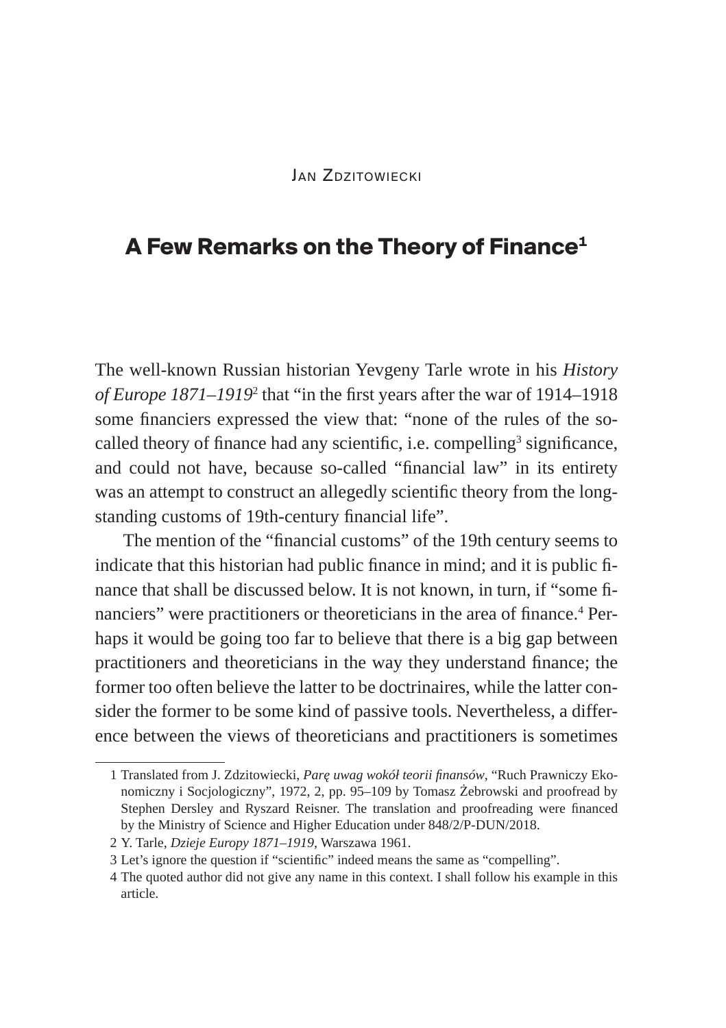Jan Zdzitowiecki

# A Few Remarks on the Theory of Finance[1]

The well-known Russian historian Yevgeny Tarle wrote in his *History of Europe 1871–1919*[2] that "in the first years after the war of 1914–1918 some financiers expressed the view that: "none of the rules of the so-called theory of finance had any scientific, i.e. compelling[3] significance, and could not have, because so-called "financial law" in its entirety was an attempt to construct an allegedly scientific theory from the long-standing customs of 19th-century financial life".

The mention of the "financial customs" of the 19th century seems to indicate that this historian had public finance in mind; and it is public finance that shall be discussed below. It is not known, in turn, if "some financiers" were practitioners or theoreticians in the area of finance.[4] Perhaps it would be going too far to believe that there is a big gap between practitioners and theoreticians in the way they understand finance; the former too often believe the latter to be doctrinaires, while the latter consider the former to be some kind of passive tools. Nevertheless, a difference between the views of theoreticians and practitioners is sometimes

---

1 Translated from J. Zdzitowiecki, *Parę uwag wokół teorii finansów*, "Ruch Prawniczy Ekonomiczny i Socjologiczny", 1972, 2, pp. 95–109 by Tomasz Żebrowski and proofread by Stephen Dersley and Ryszard Reisner. The translation and proofreading were financed by the Ministry of Science and Higher Education under 848/2/P-DUN/2018.

2 Y. Tarle, *Dzieje Europy 1871–1919*, Warszawa 1961.

3 Let's ignore the question if "scientific" indeed means the same as "compelling".

4 The quoted author did not give any name in this context. I shall follow his example in this article.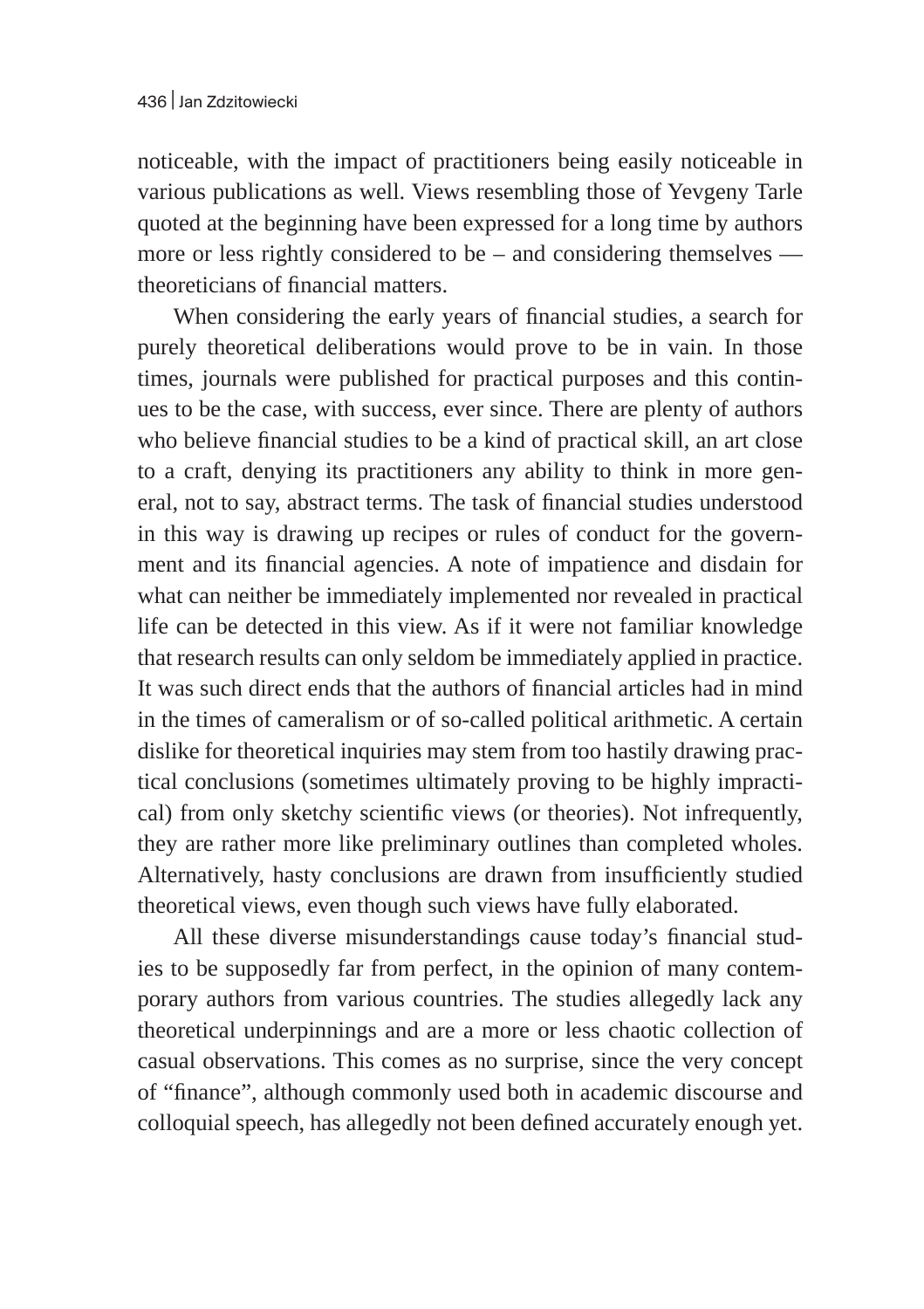noticeable, with the impact of practitioners being easily noticeable in various publications as well. Views resembling those of Yevgeny Tarle quoted at the beginning have been expressed for a long time by authors more or less rightly considered to be – and considering themselves — theoreticians of financial matters.

When considering the early years of financial studies, a search for purely theoretical deliberations would prove to be in vain. In those times, journals were published for practical purposes and this continues to be the case, with success, ever since. There are plenty of authors who believe financial studies to be a kind of practical skill, an art close to a craft, denying its practitioners any ability to think in more general, not to say, abstract terms. The task of financial studies understood in this way is drawing up recipes or rules of conduct for the government and its financial agencies. A note of impatience and disdain for what can neither be immediately implemented nor revealed in practical life can be detected in this view. As if it were not familiar knowledge that research results can only seldom be immediately applied in practice. It was such direct ends that the authors of financial articles had in mind in the times of cameralism or of so-called political arithmetic. A certain dislike for theoretical inquiries may stem from too hastily drawing practical conclusions (sometimes ultimately proving to be highly impractical) from only sketchy scientific views (or theories). Not infrequently, they are rather more like preliminary outlines than completed wholes. Alternatively, hasty conclusions are drawn from insufficiently studied theoretical views, even though such views have fully elaborated.

All these diverse misunderstandings cause today's financial studies to be supposedly far from perfect, in the opinion of many contemporary authors from various countries. The studies allegedly lack any theoretical underpinnings and are a more or less chaotic collection of casual observations. This comes as no surprise, since the very concept of "finance", although commonly used both in academic discourse and colloquial speech, has allegedly not been defined accurately enough yet.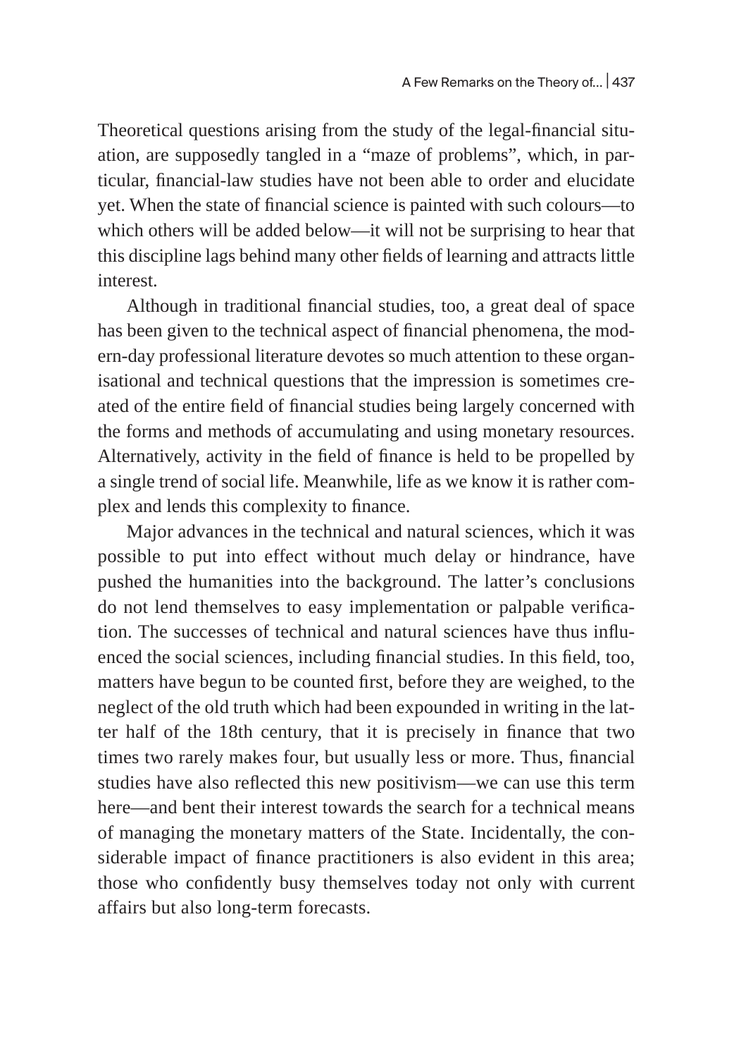Theoretical questions arising from the study of the legal-financial situation, are supposedly tangled in a "maze of problems", which, in particular, financial-law studies have not been able to order and elucidate yet. When the state of financial science is painted with such colours—to which others will be added below—it will not be surprising to hear that this discipline lags behind many other fields of learning and attracts little interest.

Although in traditional financial studies, too, a great deal of space has been given to the technical aspect of financial phenomena, the modern-day professional literature devotes so much attention to these organisational and technical questions that the impression is sometimes created of the entire field of financial studies being largely concerned with the forms and methods of accumulating and using monetary resources. Alternatively, activity in the field of finance is held to be propelled by a single trend of social life. Meanwhile, life as we know it is rather complex and lends this complexity to finance.

Major advances in the technical and natural sciences, which it was possible to put into effect without much delay or hindrance, have pushed the humanities into the background. The latter's conclusions do not lend themselves to easy implementation or palpable verification. The successes of technical and natural sciences have thus influenced the social sciences, including financial studies. In this field, too, matters have begun to be counted first, before they are weighed, to the neglect of the old truth which had been expounded in writing in the latter half of the 18th century, that it is precisely in finance that two times two rarely makes four, but usually less or more. Thus, financial studies have also reflected this new positivism—we can use this term here—and bent their interest towards the search for a technical means of managing the monetary matters of the State. Incidentally, the considerable impact of finance practitioners is also evident in this area; those who confidently busy themselves today not only with current affairs but also long-term forecasts.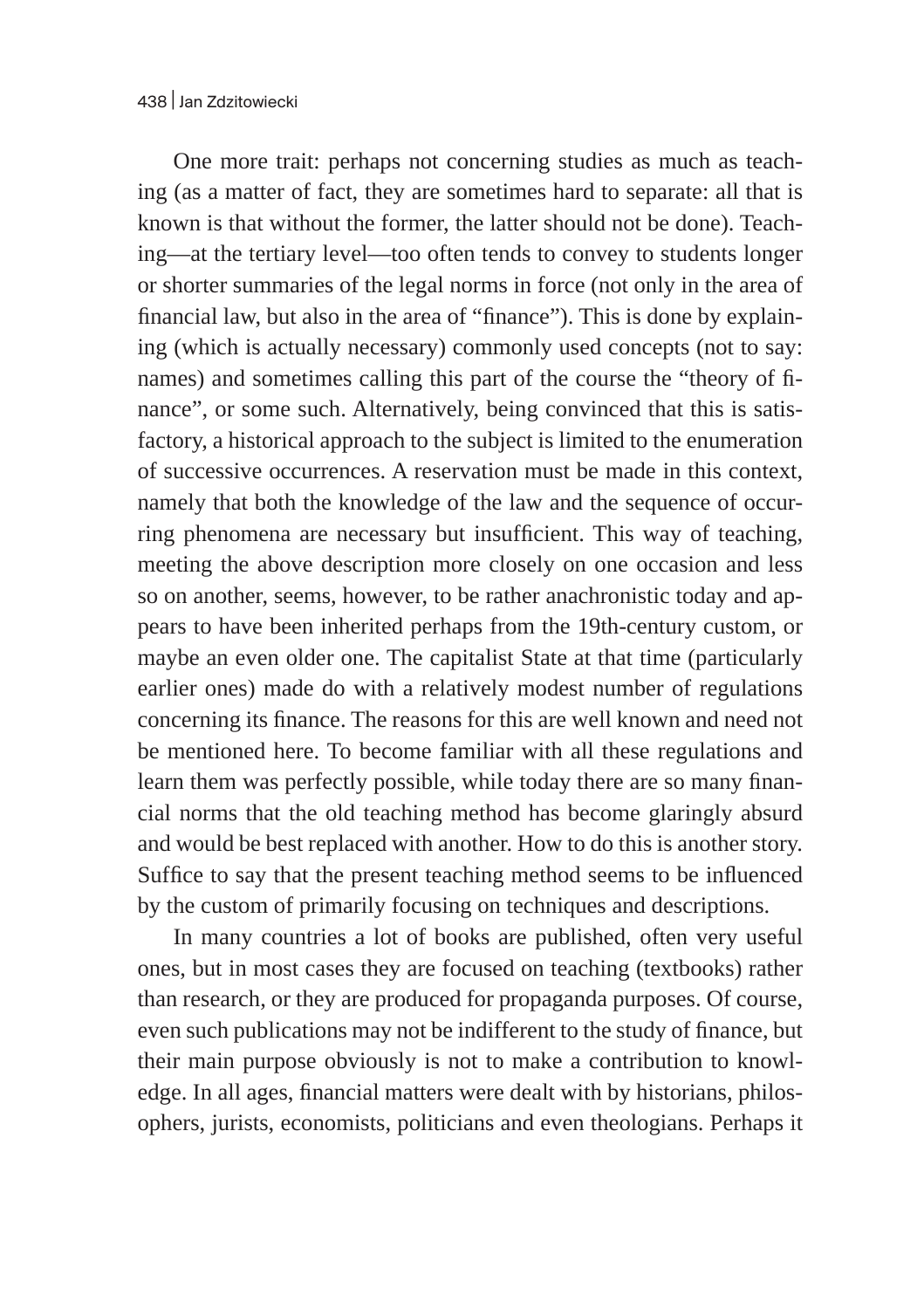One more trait: perhaps not concerning studies as much as teaching (as a matter of fact, they are sometimes hard to separate: all that is known is that without the former, the latter should not be done). Teaching—at the tertiary level—too often tends to convey to students longer or shorter summaries of the legal norms in force (not only in the area of financial law, but also in the area of "finance"). This is done by explaining (which is actually necessary) commonly used concepts (not to say: names) and sometimes calling this part of the course the "theory of finance", or some such. Alternatively, being convinced that this is satisfactory, a historical approach to the subject is limited to the enumeration of successive occurrences. A reservation must be made in this context, namely that both the knowledge of the law and the sequence of occurring phenomena are necessary but insufficient. This way of teaching, meeting the above description more closely on one occasion and less so on another, seems, however, to be rather anachronistic today and appears to have been inherited perhaps from the 19th-century custom, or maybe an even older one. The capitalist State at that time (particularly earlier ones) made do with a relatively modest number of regulations concerning its finance. The reasons for this are well known and need not be mentioned here. To become familiar with all these regulations and learn them was perfectly possible, while today there are so many financial norms that the old teaching method has become glaringly absurd and would be best replaced with another. How to do this is another story. Suffice to say that the present teaching method seems to be influenced by the custom of primarily focusing on techniques and descriptions.

In many countries a lot of books are published, often very useful ones, but in most cases they are focused on teaching (textbooks) rather than research, or they are produced for propaganda purposes. Of course, even such publications may not be indifferent to the study of finance, but their main purpose obviously is not to make a contribution to knowledge. In all ages, financial matters were dealt with by historians, philosophers, jurists, economists, politicians and even theologians. Perhaps it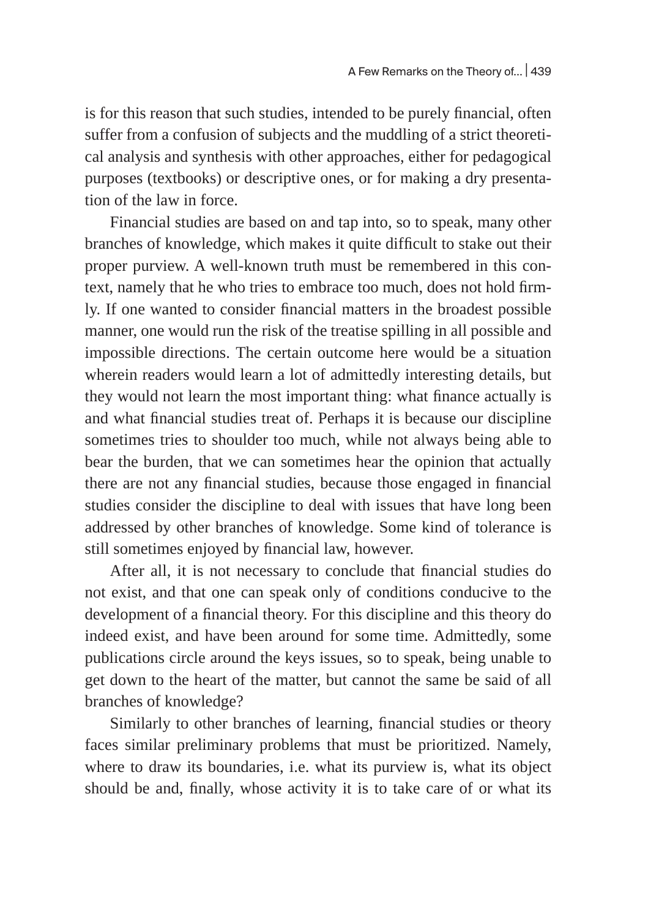is for this reason that such studies, intended to be purely financial, often suffer from a confusion of subjects and the muddling of a strict theoretical analysis and synthesis with other approaches, either for pedagogical purposes (textbooks) or descriptive ones, or for making a dry presentation of the law in force.

Financial studies are based on and tap into, so to speak, many other branches of knowledge, which makes it quite difficult to stake out their proper purview. A well-known truth must be remembered in this context, namely that he who tries to embrace too much, does not hold firmly. If one wanted to consider financial matters in the broadest possible manner, one would run the risk of the treatise spilling in all possible and impossible directions. The certain outcome here would be a situation wherein readers would learn a lot of admittedly interesting details, but they would not learn the most important thing: what finance actually is and what financial studies treat of. Perhaps it is because our discipline sometimes tries to shoulder too much, while not always being able to bear the burden, that we can sometimes hear the opinion that actually there are not any financial studies, because those engaged in financial studies consider the discipline to deal with issues that have long been addressed by other branches of knowledge. Some kind of tolerance is still sometimes enjoyed by financial law, however.

After all, it is not necessary to conclude that financial studies do not exist, and that one can speak only of conditions conducive to the development of a financial theory. For this discipline and this theory do indeed exist, and have been around for some time. Admittedly, some publications circle around the keys issues, so to speak, being unable to get down to the heart of the matter, but cannot the same be said of all branches of knowledge?

Similarly to other branches of learning, financial studies or theory faces similar preliminary problems that must be prioritized. Namely, where to draw its boundaries, i.e. what its purview is, what its object should be and, finally, whose activity it is to take care of or what its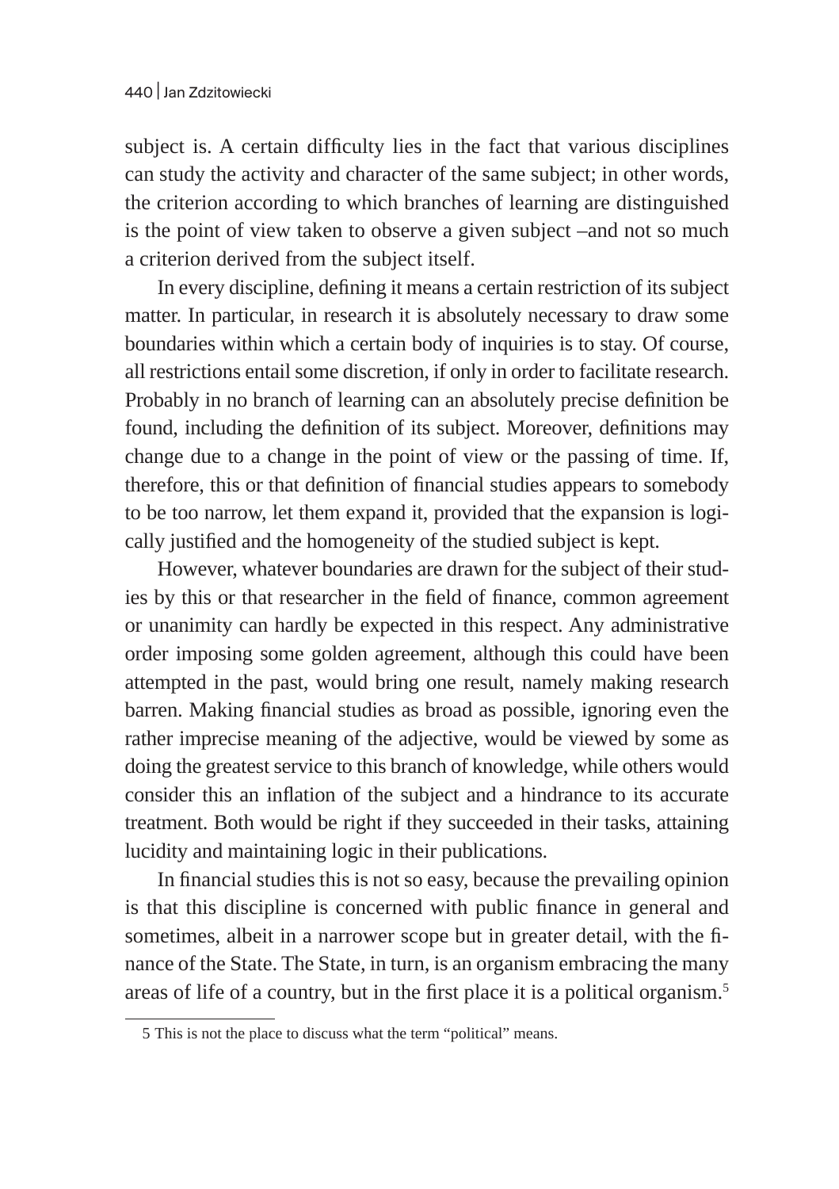subject is. A certain difficulty lies in the fact that various disciplines can study the activity and character of the same subject; in other words, the criterion according to which branches of learning are distinguished is the point of view taken to observe a given subject –and not so much a criterion derived from the subject itself.

In every discipline, defining it means a certain restriction of its subject matter. In particular, in research it is absolutely necessary to draw some boundaries within which a certain body of inquiries is to stay. Of course, all restrictions entail some discretion, if only in order to facilitate research. Probably in no branch of learning can an absolutely precise definition be found, including the definition of its subject. Moreover, definitions may change due to a change in the point of view or the passing of time. If, therefore, this or that definition of financial studies appears to somebody to be too narrow, let them expand it, provided that the expansion is logically justified and the homogeneity of the studied subject is kept.

However, whatever boundaries are drawn for the subject of their studies by this or that researcher in the field of finance, common agreement or unanimity can hardly be expected in this respect. Any administrative order imposing some golden agreement, although this could have been attempted in the past, would bring one result, namely making research barren. Making financial studies as broad as possible, ignoring even the rather imprecise meaning of the adjective, would be viewed by some as doing the greatest service to this branch of knowledge, while others would consider this an inflation of the subject and a hindrance to its accurate treatment. Both would be right if they succeeded in their tasks, attaining lucidity and maintaining logic in their publications.

In financial studies this is not so easy, because the prevailing opinion is that this discipline is concerned with public finance in general and sometimes, albeit in a narrower scope but in greater detail, with the finance of the State. The State, in turn, is an organism embracing the many areas of life of a country, but in the first place it is a political organism.[5]

5 This is not the place to discuss what the term "political" means.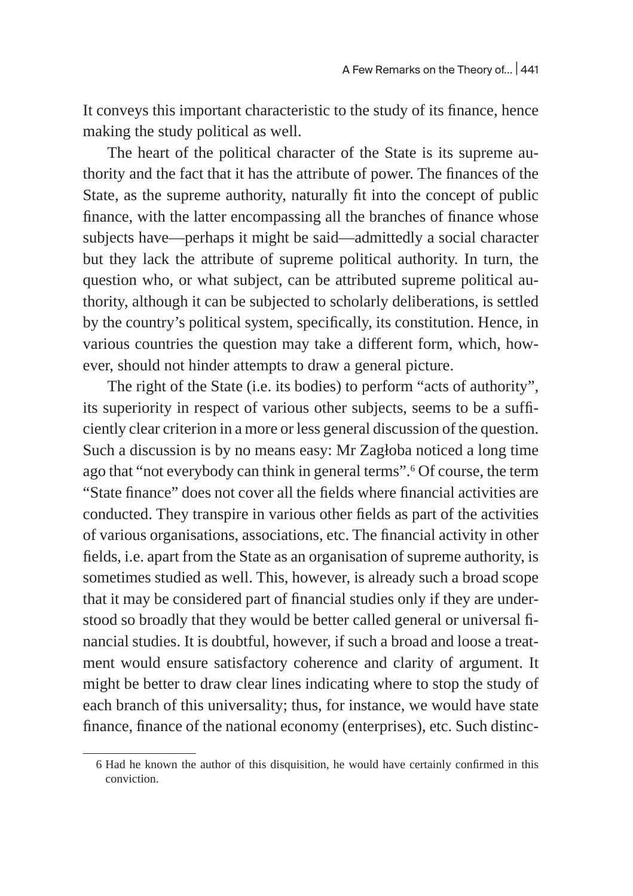It conveys this important characteristic to the study of its finance, hence making the study political as well.

The heart of the political character of the State is its supreme authority and the fact that it has the attribute of power. The finances of the State, as the supreme authority, naturally fit into the concept of public finance, with the latter encompassing all the branches of finance whose subjects have—perhaps it might be said—admittedly a social character but they lack the attribute of supreme political authority. In turn, the question who, or what subject, can be attributed supreme political authority, although it can be subjected to scholarly deliberations, is settled by the country's political system, specifically, its constitution. Hence, in various countries the question may take a different form, which, however, should not hinder attempts to draw a general picture.

The right of the State (i.e. its bodies) to perform "acts of authority", its superiority in respect of various other subjects, seems to be a sufficiently clear criterion in a more or less general discussion of the question. Such a discussion is by no means easy: Mr Zagłoba noticed a long time ago that "not everybody can think in general terms".[6] Of course, the term "State finance" does not cover all the fields where financial activities are conducted. They transpire in various other fields as part of the activities of various organisations, associations, etc. The financial activity in other fields, i.e. apart from the State as an organisation of supreme authority, is sometimes studied as well. This, however, is already such a broad scope that it may be considered part of financial studies only if they are understood so broadly that they would be better called general or universal financial studies. It is doubtful, however, if such a broad and loose a treatment would ensure satisfactory coherence and clarity of argument. It might be better to draw clear lines indicating where to stop the study of each branch of this universality; thus, for instance, we would have state finance, finance of the national economy (enterprises), etc. Such distinc-

6 Had he known the author of this disquisition, he would have certainly confirmed in this conviction.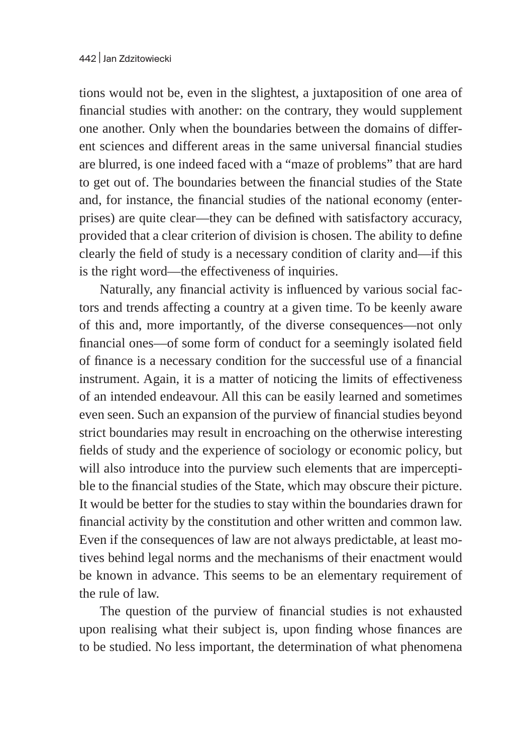tions would not be, even in the slightest, a juxtaposition of one area of financial studies with another: on the contrary, they would supplement one another. Only when the boundaries between the domains of different sciences and different areas in the same universal financial studies are blurred, is one indeed faced with a "maze of problems" that are hard to get out of. The boundaries between the financial studies of the State and, for instance, the financial studies of the national economy (enterprises) are quite clear—they can be defined with satisfactory accuracy, provided that a clear criterion of division is chosen. The ability to define clearly the field of study is a necessary condition of clarity and—if this is the right word—the effectiveness of inquiries.

Naturally, any financial activity is influenced by various social factors and trends affecting a country at a given time. To be keenly aware of this and, more importantly, of the diverse consequences—not only financial ones—of some form of conduct for a seemingly isolated field of finance is a necessary condition for the successful use of a financial instrument. Again, it is a matter of noticing the limits of effectiveness of an intended endeavour. All this can be easily learned and sometimes even seen. Such an expansion of the purview of financial studies beyond strict boundaries may result in encroaching on the otherwise interesting fields of study and the experience of sociology or economic policy, but will also introduce into the purview such elements that are imperceptible to the financial studies of the State, which may obscure their picture. It would be better for the studies to stay within the boundaries drawn for financial activity by the constitution and other written and common law. Even if the consequences of law are not always predictable, at least motives behind legal norms and the mechanisms of their enactment would be known in advance. This seems to be an elementary requirement of the rule of law.

The question of the purview of financial studies is not exhausted upon realising what their subject is, upon finding whose finances are to be studied. No less important, the determination of what phenomena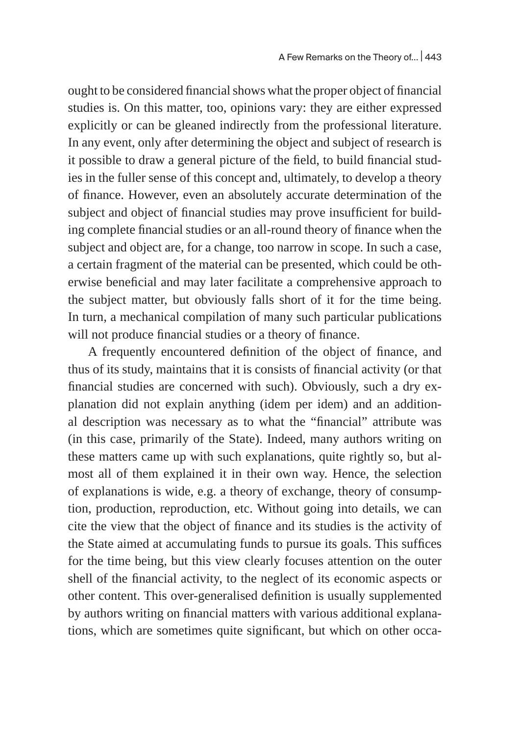ought to be considered financial shows what the proper object of financial studies is. On this matter, too, opinions vary: they are either expressed explicitly or can be gleaned indirectly from the professional literature. In any event, only after determining the object and subject of research is it possible to draw a general picture of the field, to build financial studies in the fuller sense of this concept and, ultimately, to develop a theory of finance. However, even an absolutely accurate determination of the subject and object of financial studies may prove insufficient for building complete financial studies or an all-round theory of finance when the subject and object are, for a change, too narrow in scope. In such a case, a certain fragment of the material can be presented, which could be otherwise beneficial and may later facilitate a comprehensive approach to the subject matter, but obviously falls short of it for the time being. In turn, a mechanical compilation of many such particular publications will not produce financial studies or a theory of finance.

A frequently encountered definition of the object of finance, and thus of its study, maintains that it is consists of financial activity (or that financial studies are concerned with such). Obviously, such a dry explanation did not explain anything (idem per idem) and an additional description was necessary as to what the "financial" attribute was (in this case, primarily of the State). Indeed, many authors writing on these matters came up with such explanations, quite rightly so, but almost all of them explained it in their own way. Hence, the selection of explanations is wide, e.g. a theory of exchange, theory of consumption, production, reproduction, etc. Without going into details, we can cite the view that the object of finance and its studies is the activity of the State aimed at accumulating funds to pursue its goals. This suffices for the time being, but this view clearly focuses attention on the outer shell of the financial activity, to the neglect of its economic aspects or other content. This over-generalised definition is usually supplemented by authors writing on financial matters with various additional explanations, which are sometimes quite significant, but which on other occa-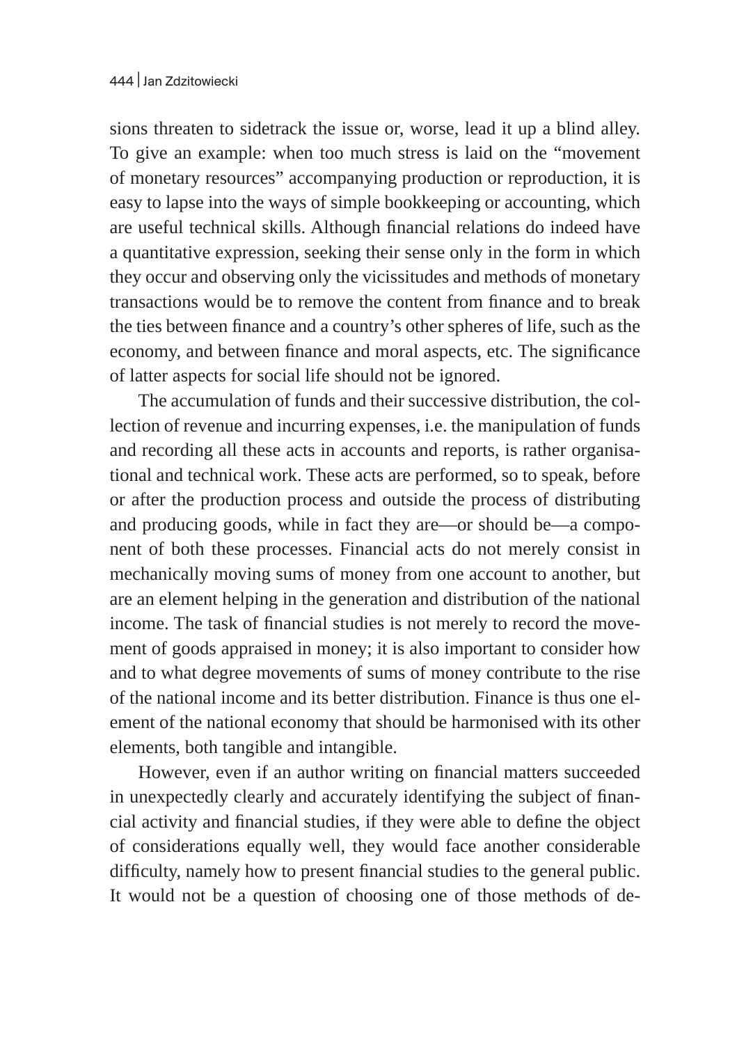sions threaten to sidetrack the issue or, worse, lead it up a blind alley. To give an example: when too much stress is laid on the "movement of monetary resources" accompanying production or reproduction, it is easy to lapse into the ways of simple bookkeeping or accounting, which are useful technical skills. Although financial relations do indeed have a quantitative expression, seeking their sense only in the form in which they occur and observing only the vicissitudes and methods of monetary transactions would be to remove the content from finance and to break the ties between finance and a country's other spheres of life, such as the economy, and between finance and moral aspects, etc. The significance of latter aspects for social life should not be ignored.

The accumulation of funds and their successive distribution, the collection of revenue and incurring expenses, i.e. the manipulation of funds and recording all these acts in accounts and reports, is rather organisational and technical work. These acts are performed, so to speak, before or after the production process and outside the process of distributing and producing goods, while in fact they are—or should be—a component of both these processes. Financial acts do not merely consist in mechanically moving sums of money from one account to another, but are an element helping in the generation and distribution of the national income. The task of financial studies is not merely to record the movement of goods appraised in money; it is also important to consider how and to what degree movements of sums of money contribute to the rise of the national income and its better distribution. Finance is thus one element of the national economy that should be harmonised with its other elements, both tangible and intangible.

However, even if an author writing on financial matters succeeded in unexpectedly clearly and accurately identifying the subject of financial activity and financial studies, if they were able to define the object of considerations equally well, they would face another considerable difficulty, namely how to present financial studies to the general public. It would not be a question of choosing one of those methods of de-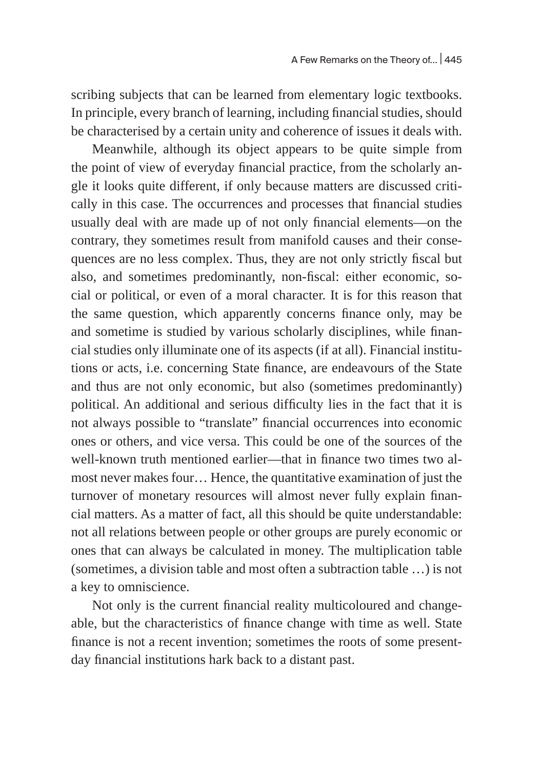scribing subjects that can be learned from elementary logic textbooks. In principle, every branch of learning, including financial studies, should be characterised by a certain unity and coherence of issues it deals with.

Meanwhile, although its object appears to be quite simple from the point of view of everyday financial practice, from the scholarly angle it looks quite different, if only because matters are discussed critically in this case. The occurrences and processes that financial studies usually deal with are made up of not only financial elements—on the contrary, they sometimes result from manifold causes and their consequences are no less complex. Thus, they are not only strictly fiscal but also, and sometimes predominantly, non-fiscal: either economic, social or political, or even of a moral character. It is for this reason that the same question, which apparently concerns finance only, may be and sometime is studied by various scholarly disciplines, while financial studies only illuminate one of its aspects (if at all). Financial institutions or acts, i.e. concerning State finance, are endeavours of the State and thus are not only economic, but also (sometimes predominantly) political. An additional and serious difficulty lies in the fact that it is not always possible to "translate" financial occurrences into economic ones or others, and vice versa. This could be one of the sources of the well-known truth mentioned earlier—that in finance two times two almost never makes four… Hence, the quantitative examination of just the turnover of monetary resources will almost never fully explain financial matters. As a matter of fact, all this should be quite understandable: not all relations between people or other groups are purely economic or ones that can always be calculated in money. The multiplication table (sometimes, a division table and most often a subtraction table …) is not a key to omniscience.

Not only is the current financial reality multicoloured and changeable, but the characteristics of finance change with time as well. State finance is not a recent invention; sometimes the roots of some present-day financial institutions hark back to a distant past.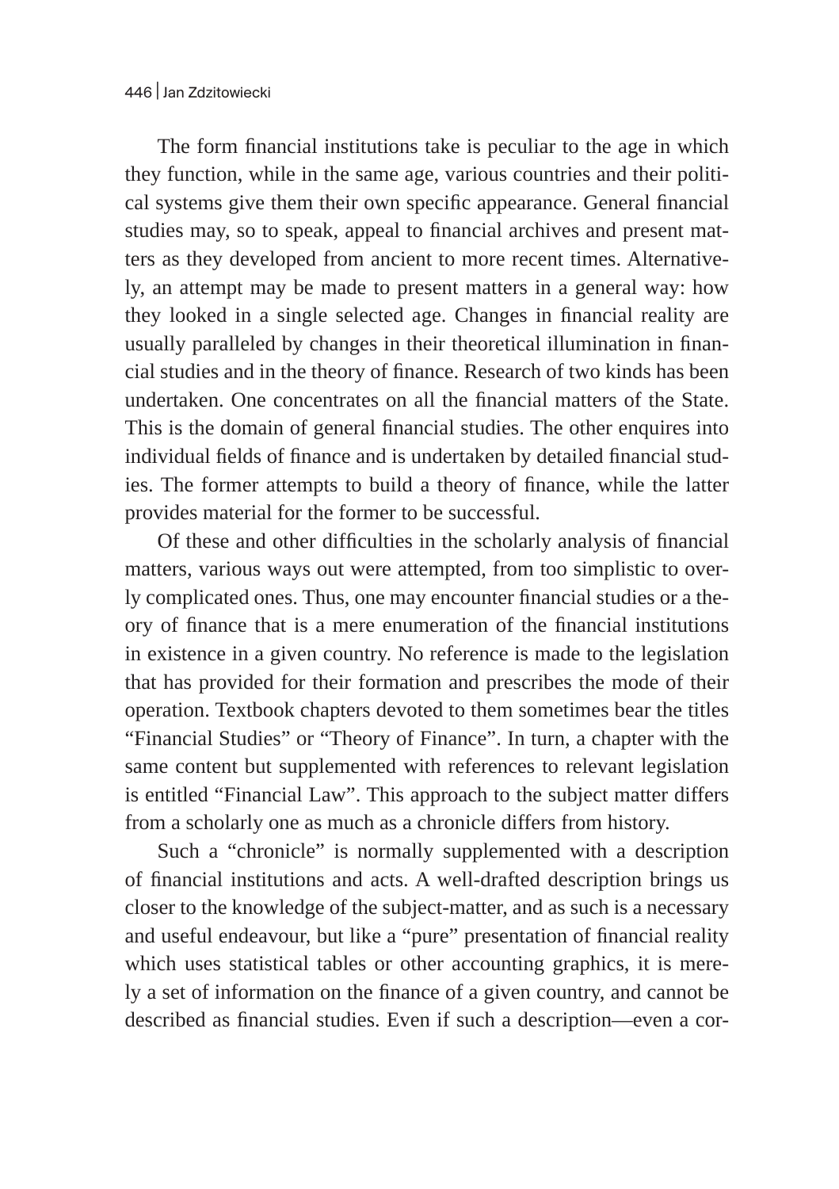The form financial institutions take is peculiar to the age in which they function, while in the same age, various countries and their political systems give them their own specific appearance. General financial studies may, so to speak, appeal to financial archives and present matters as they developed from ancient to more recent times. Alternatively, an attempt may be made to present matters in a general way: how they looked in a single selected age. Changes in financial reality are usually paralleled by changes in their theoretical illumination in financial studies and in the theory of finance. Research of two kinds has been undertaken. One concentrates on all the financial matters of the State. This is the domain of general financial studies. The other enquires into individual fields of finance and is undertaken by detailed financial studies. The former attempts to build a theory of finance, while the latter provides material for the former to be successful.

Of these and other difficulties in the scholarly analysis of financial matters, various ways out were attempted, from too simplistic to overly complicated ones. Thus, one may encounter financial studies or a theory of finance that is a mere enumeration of the financial institutions in existence in a given country. No reference is made to the legislation that has provided for their formation and prescribes the mode of their operation. Textbook chapters devoted to them sometimes bear the titles "Financial Studies" or "Theory of Finance". In turn, a chapter with the same content but supplemented with references to relevant legislation is entitled "Financial Law". This approach to the subject matter differs from a scholarly one as much as a chronicle differs from history.

Such a "chronicle" is normally supplemented with a description of financial institutions and acts. A well-drafted description brings us closer to the knowledge of the subject-matter, and as such is a necessary and useful endeavour, but like a "pure" presentation of financial reality which uses statistical tables or other accounting graphics, it is merely a set of information on the finance of a given country, and cannot be described as financial studies. Even if such a description—even a cor-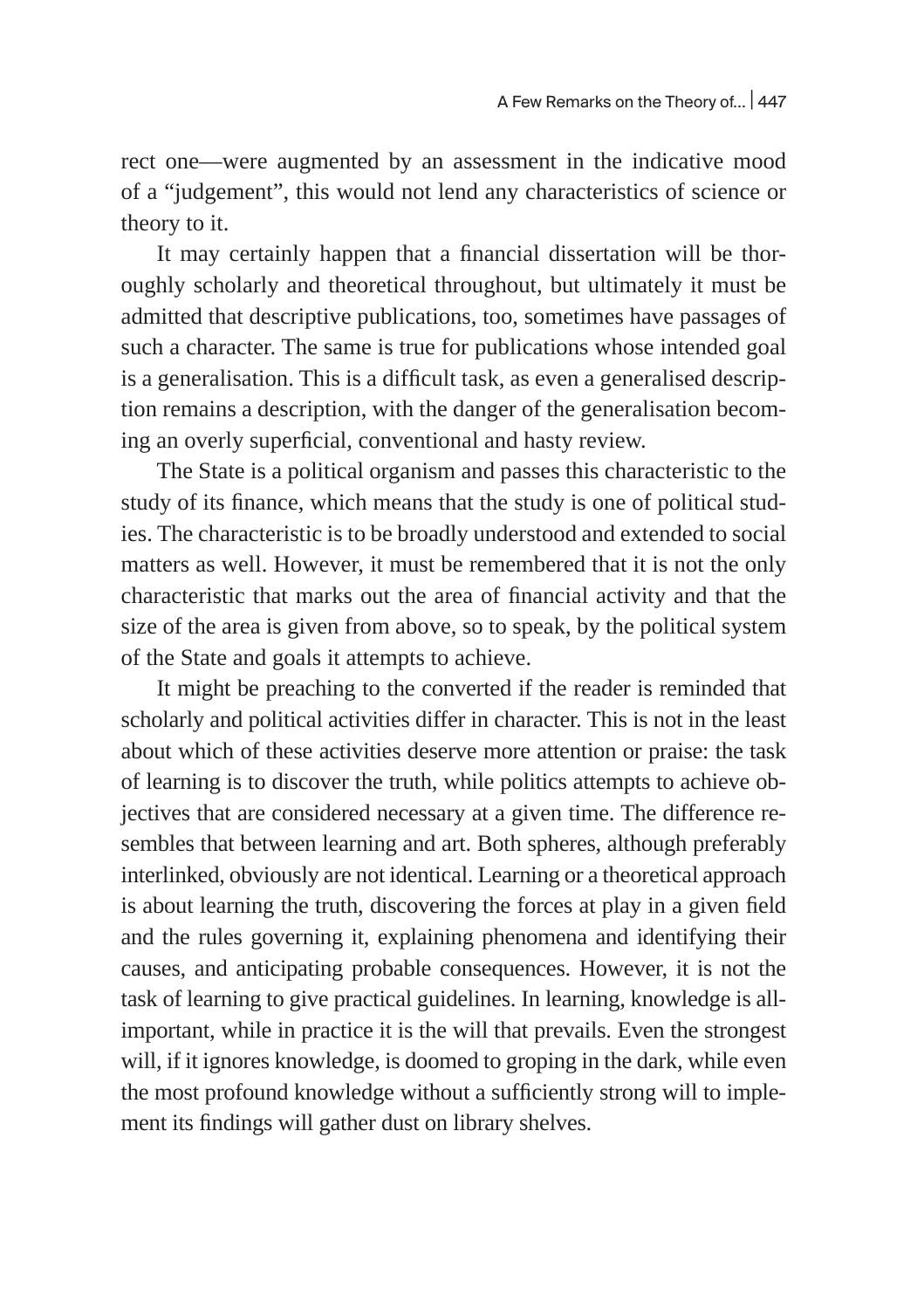rect one—were augmented by an assessment in the indicative mood of a "judgement", this would not lend any characteristics of science or theory to it.

It may certainly happen that a financial dissertation will be thoroughly scholarly and theoretical throughout, but ultimately it must be admitted that descriptive publications, too, sometimes have passages of such a character. The same is true for publications whose intended goal is a generalisation. This is a difficult task, as even a generalised description remains a description, with the danger of the generalisation becoming an overly superficial, conventional and hasty review.

The State is a political organism and passes this characteristic to the study of its finance, which means that the study is one of political studies. The characteristic is to be broadly understood and extended to social matters as well. However, it must be remembered that it is not the only characteristic that marks out the area of financial activity and that the size of the area is given from above, so to speak, by the political system of the State and goals it attempts to achieve.

It might be preaching to the converted if the reader is reminded that scholarly and political activities differ in character. This is not in the least about which of these activities deserve more attention or praise: the task of learning is to discover the truth, while politics attempts to achieve objectives that are considered necessary at a given time. The difference resembles that between learning and art. Both spheres, although preferably interlinked, obviously are not identical. Learning or a theoretical approach is about learning the truth, discovering the forces at play in a given field and the rules governing it, explaining phenomena and identifying their causes, and anticipating probable consequences. However, it is not the task of learning to give practical guidelines. In learning, knowledge is all-important, while in practice it is the will that prevails. Even the strongest will, if it ignores knowledge, is doomed to groping in the dark, while even the most profound knowledge without a sufficiently strong will to implement its findings will gather dust on library shelves.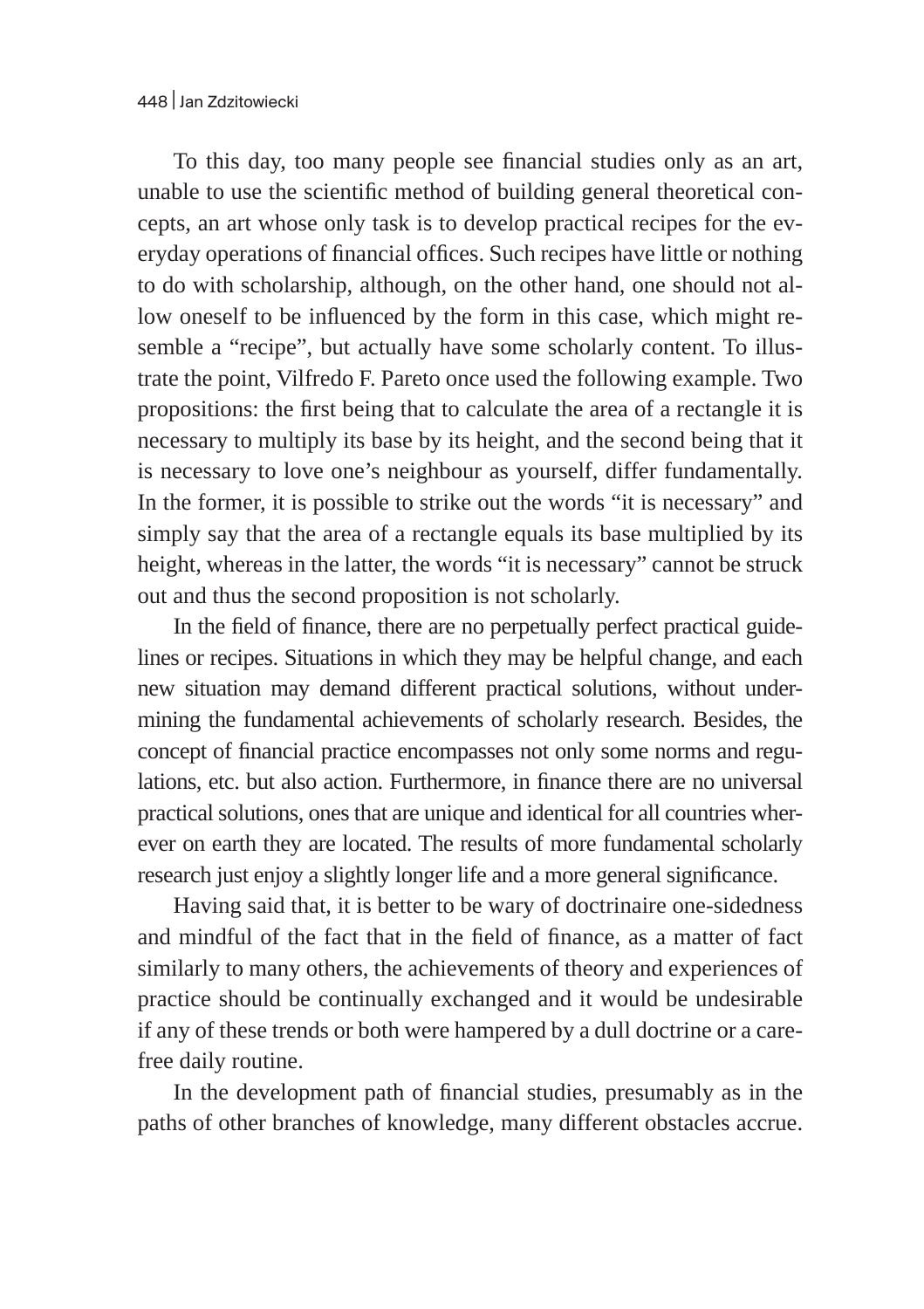To this day, too many people see financial studies only as an art, unable to use the scientific method of building general theoretical concepts, an art whose only task is to develop practical recipes for the everyday operations of financial offices. Such recipes have little or nothing to do with scholarship, although, on the other hand, one should not allow oneself to be influenced by the form in this case, which might resemble a "recipe", but actually have some scholarly content. To illustrate the point, Vilfredo F. Pareto once used the following example. Two propositions: the first being that to calculate the area of a rectangle it is necessary to multiply its base by its height, and the second being that it is necessary to love one's neighbour as yourself, differ fundamentally. In the former, it is possible to strike out the words "it is necessary" and simply say that the area of a rectangle equals its base multiplied by its height, whereas in the latter, the words "it is necessary" cannot be struck out and thus the second proposition is not scholarly.

In the field of finance, there are no perpetually perfect practical guidelines or recipes. Situations in which they may be helpful change, and each new situation may demand different practical solutions, without undermining the fundamental achievements of scholarly research. Besides, the concept of financial practice encompasses not only some norms and regulations, etc. but also action. Furthermore, in finance there are no universal practical solutions, ones that are unique and identical for all countries wherever on earth they are located. The results of more fundamental scholarly research just enjoy a slightly longer life and a more general significance.

Having said that, it is better to be wary of doctrinaire one-sidedness and mindful of the fact that in the field of finance, as a matter of fact similarly to many others, the achievements of theory and experiences of practice should be continually exchanged and it would be undesirable if any of these trends or both were hampered by a dull doctrine or a carefree daily routine.

In the development path of financial studies, presumably as in the paths of other branches of knowledge, many different obstacles accrue.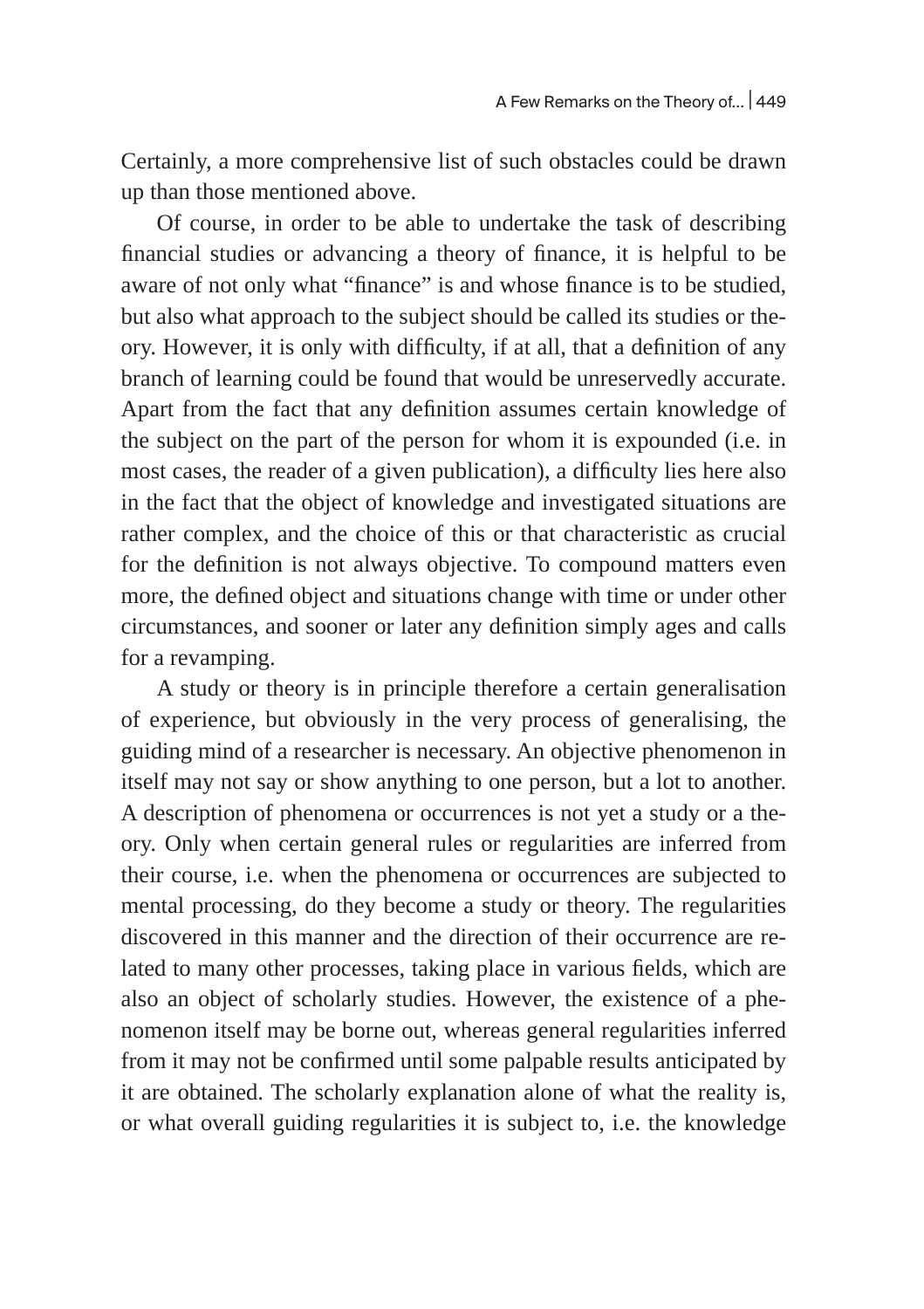Certainly, a more comprehensive list of such obstacles could be drawn up than those mentioned above.

Of course, in order to be able to undertake the task of describing financial studies or advancing a theory of finance, it is helpful to be aware of not only what "finance" is and whose finance is to be studied, but also what approach to the subject should be called its studies or theory. However, it is only with difficulty, if at all, that a definition of any branch of learning could be found that would be unreservedly accurate. Apart from the fact that any definition assumes certain knowledge of the subject on the part of the person for whom it is expounded (i.e. in most cases, the reader of a given publication), a difficulty lies here also in the fact that the object of knowledge and investigated situations are rather complex, and the choice of this or that characteristic as crucial for the definition is not always objective. To compound matters even more, the defined object and situations change with time or under other circumstances, and sooner or later any definition simply ages and calls for a revamping.

A study or theory is in principle therefore a certain generalisation of experience, but obviously in the very process of generalising, the guiding mind of a researcher is necessary. An objective phenomenon in itself may not say or show anything to one person, but a lot to another. A description of phenomena or occurrences is not yet a study or a theory. Only when certain general rules or regularities are inferred from their course, i.e. when the phenomena or occurrences are subjected to mental processing, do they become a study or theory. The regularities discovered in this manner and the direction of their occurrence are related to many other processes, taking place in various fields, which are also an object of scholarly studies. However, the existence of a phenomenon itself may be borne out, whereas general regularities inferred from it may not be confirmed until some palpable results anticipated by it are obtained. The scholarly explanation alone of what the reality is, or what overall guiding regularities it is subject to, i.e. the knowledge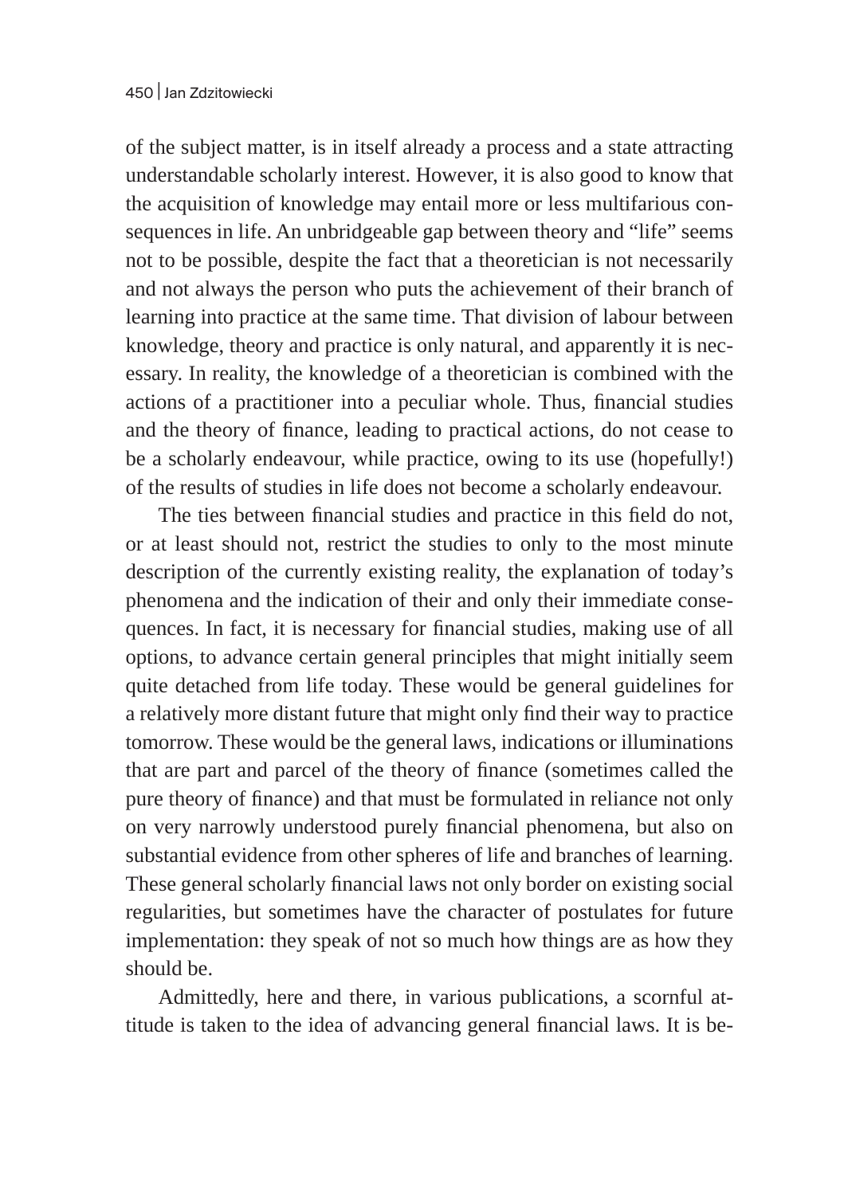of the subject matter, is in itself already a process and a state attracting understandable scholarly interest. However, it is also good to know that the acquisition of knowledge may entail more or less multifarious consequences in life. An unbridgeable gap between theory and "life" seems not to be possible, despite the fact that a theoretician is not necessarily and not always the person who puts the achievement of their branch of learning into practice at the same time. That division of labour between knowledge, theory and practice is only natural, and apparently it is necessary. In reality, the knowledge of a theoretician is combined with the actions of a practitioner into a peculiar whole. Thus, financial studies and the theory of finance, leading to practical actions, do not cease to be a scholarly endeavour, while practice, owing to its use (hopefully!) of the results of studies in life does not become a scholarly endeavour.

The ties between financial studies and practice in this field do not, or at least should not, restrict the studies to only to the most minute description of the currently existing reality, the explanation of today's phenomena and the indication of their and only their immediate consequences. In fact, it is necessary for financial studies, making use of all options, to advance certain general principles that might initially seem quite detached from life today. These would be general guidelines for a relatively more distant future that might only find their way to practice tomorrow. These would be the general laws, indications or illuminations that are part and parcel of the theory of finance (sometimes called the pure theory of finance) and that must be formulated in reliance not only on very narrowly understood purely financial phenomena, but also on substantial evidence from other spheres of life and branches of learning. These general scholarly financial laws not only border on existing social regularities, but sometimes have the character of postulates for future implementation: they speak of not so much how things are as how they should be.

Admittedly, here and there, in various publications, a scornful attitude is taken to the idea of advancing general financial laws. It is be-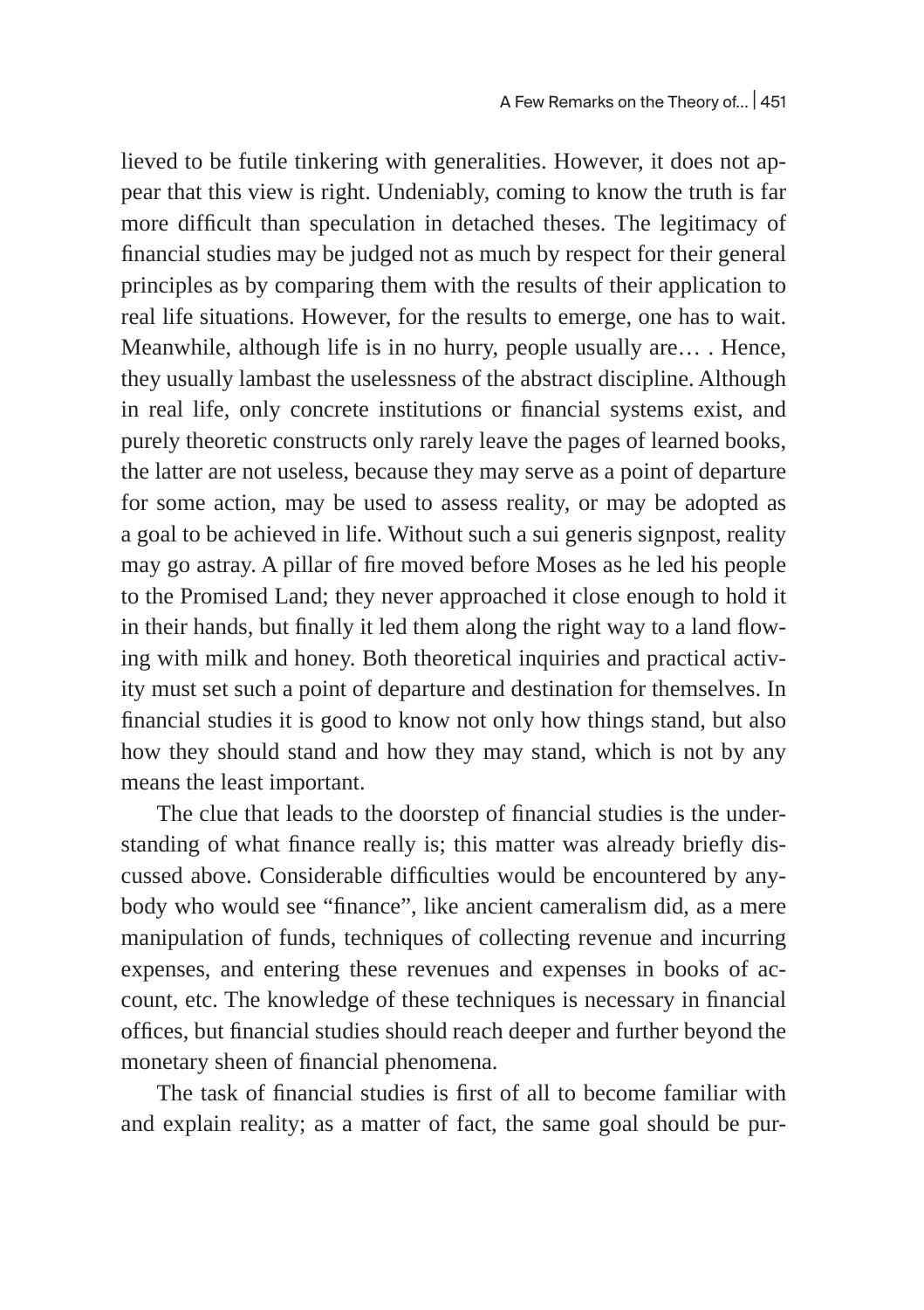lieved to be futile tinkering with generalities. However, it does not appear that this view is right. Undeniably, coming to know the truth is far more difficult than speculation in detached theses. The legitimacy of financial studies may be judged not as much by respect for their general principles as by comparing them with the results of their application to real life situations. However, for the results to emerge, one has to wait. Meanwhile, although life is in no hurry, people usually are… . Hence, they usually lambast the uselessness of the abstract discipline. Although in real life, only concrete institutions or financial systems exist, and purely theoretic constructs only rarely leave the pages of learned books, the latter are not useless, because they may serve as a point of departure for some action, may be used to assess reality, or may be adopted as a goal to be achieved in life. Without such a sui generis signpost, reality may go astray. A pillar of fire moved before Moses as he led his people to the Promised Land; they never approached it close enough to hold it in their hands, but finally it led them along the right way to a land flowing with milk and honey. Both theoretical inquiries and practical activity must set such a point of departure and destination for themselves. In financial studies it is good to know not only how things stand, but also how they should stand and how they may stand, which is not by any means the least important.

The clue that leads to the doorstep of financial studies is the understanding of what finance really is; this matter was already briefly discussed above. Considerable difficulties would be encountered by anybody who would see "finance", like ancient cameralism did, as a mere manipulation of funds, techniques of collecting revenue and incurring expenses, and entering these revenues and expenses in books of account, etc. The knowledge of these techniques is necessary in financial offices, but financial studies should reach deeper and further beyond the monetary sheen of financial phenomena.

The task of financial studies is first of all to become familiar with and explain reality; as a matter of fact, the same goal should be pur-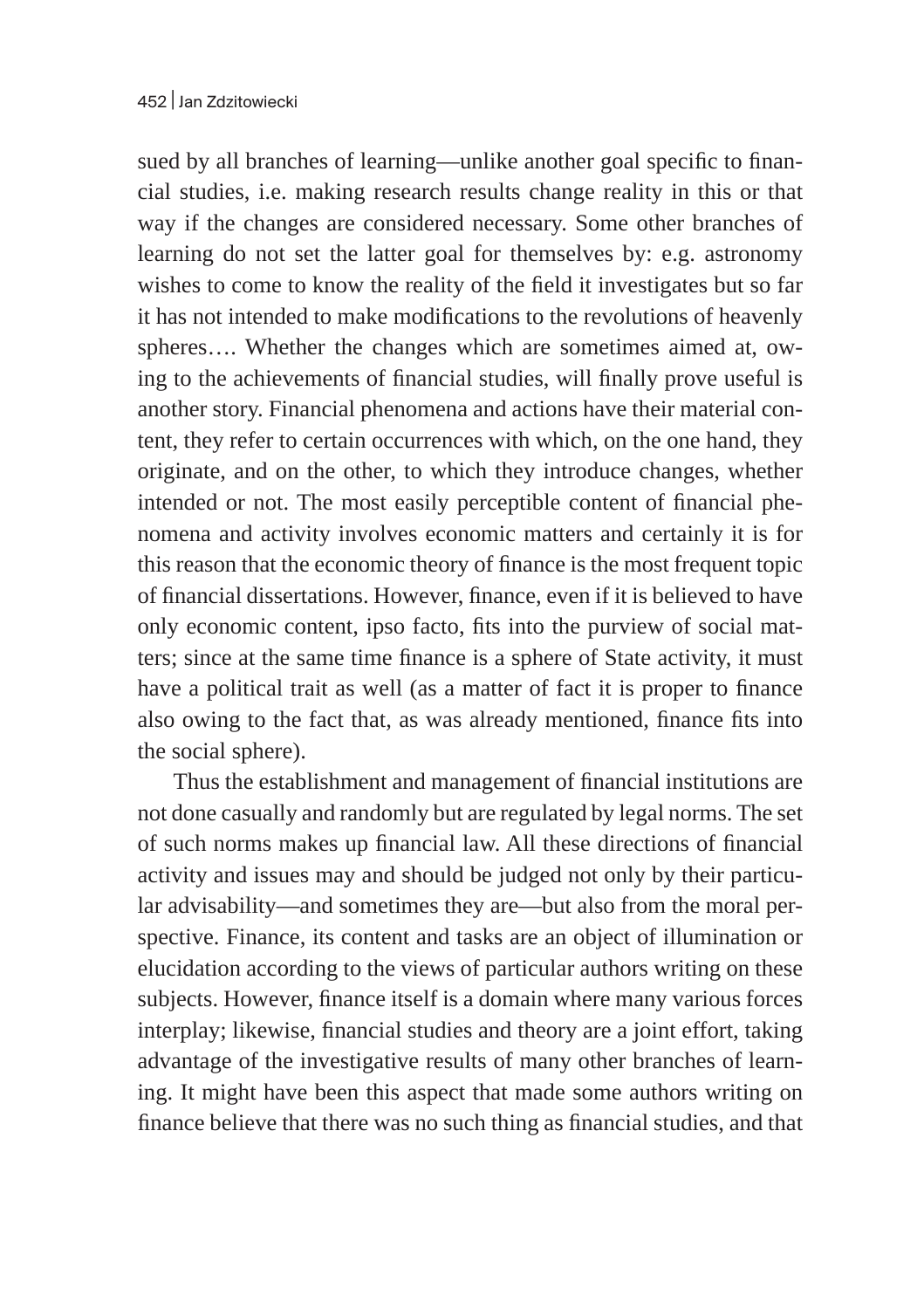sued by all branches of learning—unlike another goal specific to financial studies, i.e. making research results change reality in this or that way if the changes are considered necessary. Some other branches of learning do not set the latter goal for themselves by: e.g. astronomy wishes to come to know the reality of the field it investigates but so far it has not intended to make modifications to the revolutions of heavenly spheres…. Whether the changes which are sometimes aimed at, owing to the achievements of financial studies, will finally prove useful is another story. Financial phenomena and actions have their material content, they refer to certain occurrences with which, on the one hand, they originate, and on the other, to which they introduce changes, whether intended or not. The most easily perceptible content of financial phenomena and activity involves economic matters and certainly it is for this reason that the economic theory of finance is the most frequent topic of financial dissertations. However, finance, even if it is believed to have only economic content, ipso facto, fits into the purview of social matters; since at the same time finance is a sphere of State activity, it must have a political trait as well (as a matter of fact it is proper to finance also owing to the fact that, as was already mentioned, finance fits into the social sphere).

Thus the establishment and management of financial institutions are not done casually and randomly but are regulated by legal norms. The set of such norms makes up financial law. All these directions of financial activity and issues may and should be judged not only by their particular advisability—and sometimes they are—but also from the moral perspective. Finance, its content and tasks are an object of illumination or elucidation according to the views of particular authors writing on these subjects. However, finance itself is a domain where many various forces interplay; likewise, financial studies and theory are a joint effort, taking advantage of the investigative results of many other branches of learning. It might have been this aspect that made some authors writing on finance believe that there was no such thing as financial studies, and that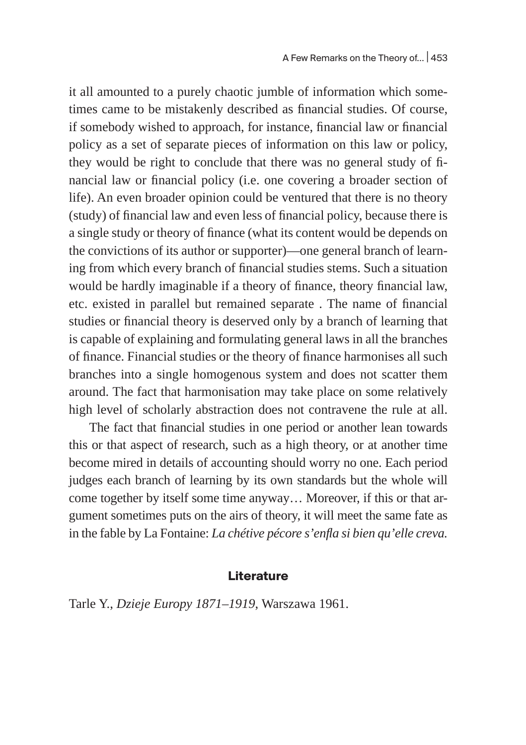it all amounted to a purely chaotic jumble of information which sometimes came to be mistakenly described as financial studies. Of course, if somebody wished to approach, for instance, financial law or financial policy as a set of separate pieces of information on this law or policy, they would be right to conclude that there was no general study of financial law or financial policy (i.e. one covering a broader section of life). An even broader opinion could be ventured that there is no theory (study) of financial law and even less of financial policy, because there is a single study or theory of finance (what its content would be depends on the convictions of its author or supporter)—one general branch of learning from which every branch of financial studies stems. Such a situation would be hardly imaginable if a theory of finance, theory financial law, etc. existed in parallel but remained separate . The name of financial studies or financial theory is deserved only by a branch of learning that is capable of explaining and formulating general laws in all the branches of finance. Financial studies or the theory of finance harmonises all such branches into a single homogenous system and does not scatter them around. The fact that harmonisation may take place on some relatively high level of scholarly abstraction does not contravene the rule at all.

The fact that financial studies in one period or another lean towards this or that aspect of research, such as a high theory, or at another time become mired in details of accounting should worry no one. Each period judges each branch of learning by its own standards but the whole will come together by itself some time anyway… Moreover, if this or that argument sometimes puts on the airs of theory, it will meet the same fate as in the fable by La Fontaine: *La chétive pécore s'enfla si bien qu'elle creva.*

## Literature

Tarle Y., *Dzieje Europy 1871–1919*, Warszawa 1961.